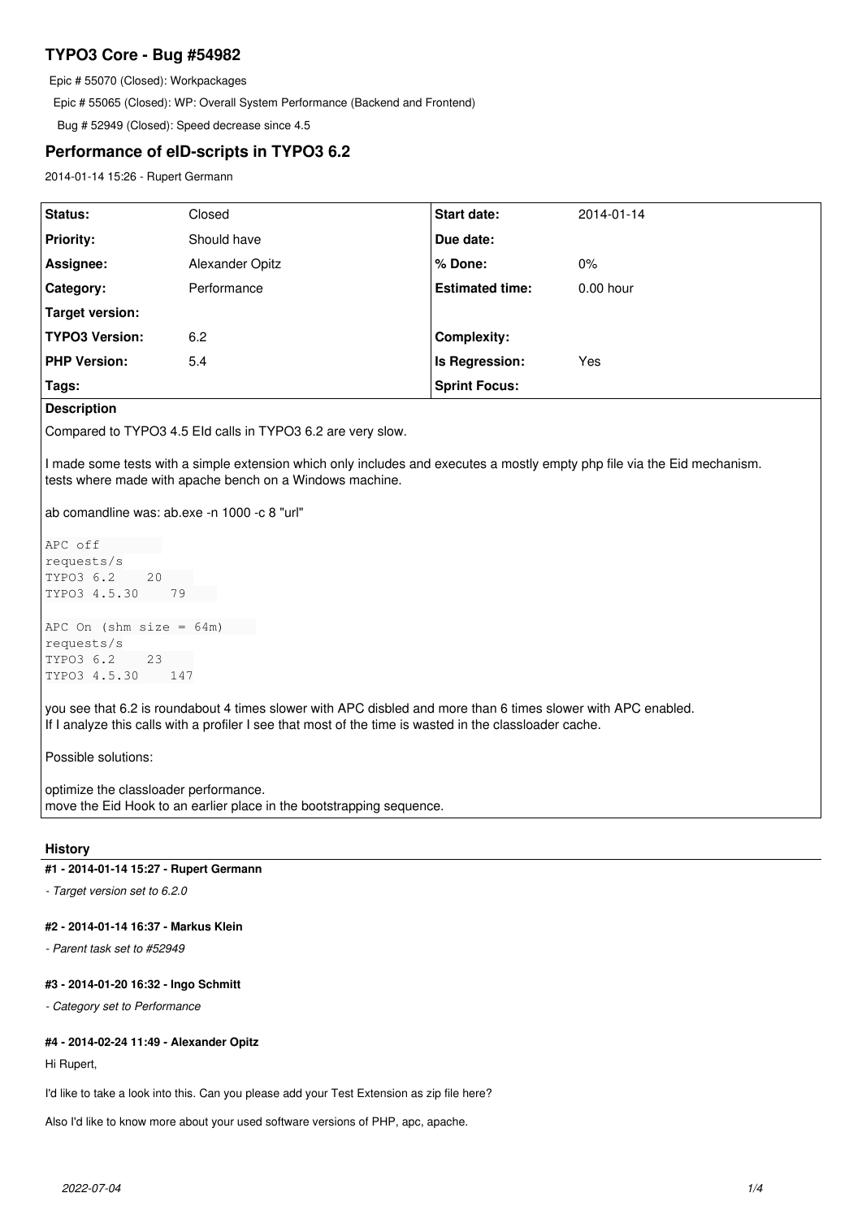# TYPO3 Core - Bug #54982

Epic # 55070 (Closed): Workpackages

Epic # 55065 (Closed): WP: Overall System Performance (Backend and Frontend)

Bug # 52949 (Closed): Speed decrease since 4.5

## Performance of eID-scripts in TYPO3 6.2

2014-01-14 15:26 - Rupert Germann

| Status: | Closed | Start date: | 2014-01-14 |
|---|---|---|---|
| Priority: | Should have | Due date: | |
| Assignee: | Alexander Opitz | % Done: | 0% |
| Category: | Performance | Estimated time: | 0.00 hour |
| Target version: | | | |
| TYPO3 Version: | 6.2 | Complexity: | |
| PHP Version: | 5.4 | Is Regression: | Yes |
| Tags: | | Sprint Focus: | |

**Description**

Compared to TYPO3 4.5 EId calls in TYPO3 6.2 are very slow.

I made some tests with a simple extension which only includes and executes a mostly empty php file via the Eid mechanism.
tests where made with apache bench on a Windows machine.

ab comandline was: ab.exe -n 1000 -c 8 "url"

```
APC off
requests/s
TYPO3 6.2    20
TYPO3 4.5.30    79

APC On (shm size = 64m)
requests/s
TYPO3 6.2    23
TYPO3 4.5.30    147
```

you see that 6.2 is roundabout 4 times slower with APC disbled and more than 6 times slower with APC enabled.
If I analyze this calls with a profiler I see that most of the time is wasted in the classloader cache.

Possible solutions:

optimize the classloader performance.
move the Eid Hook to an earlier place in the bootstrapping sequence.

## History

**#1 - 2014-01-14 15:27 - Rupert Germann**

*- Target version set to 6.2.0*

**#2 - 2014-01-14 16:37 - Markus Klein**

*- Parent task set to #52949*

**#3 - 2014-01-20 16:32 - Ingo Schmitt**

*- Category set to Performance*

**#4 - 2014-02-24 11:49 - Alexander Opitz**

Hi Rupert,

I'd like to take a look into this. Can you please add your Test Extension as zip file here?

Also I'd like to know more about your used software versions of PHP, apc, apache.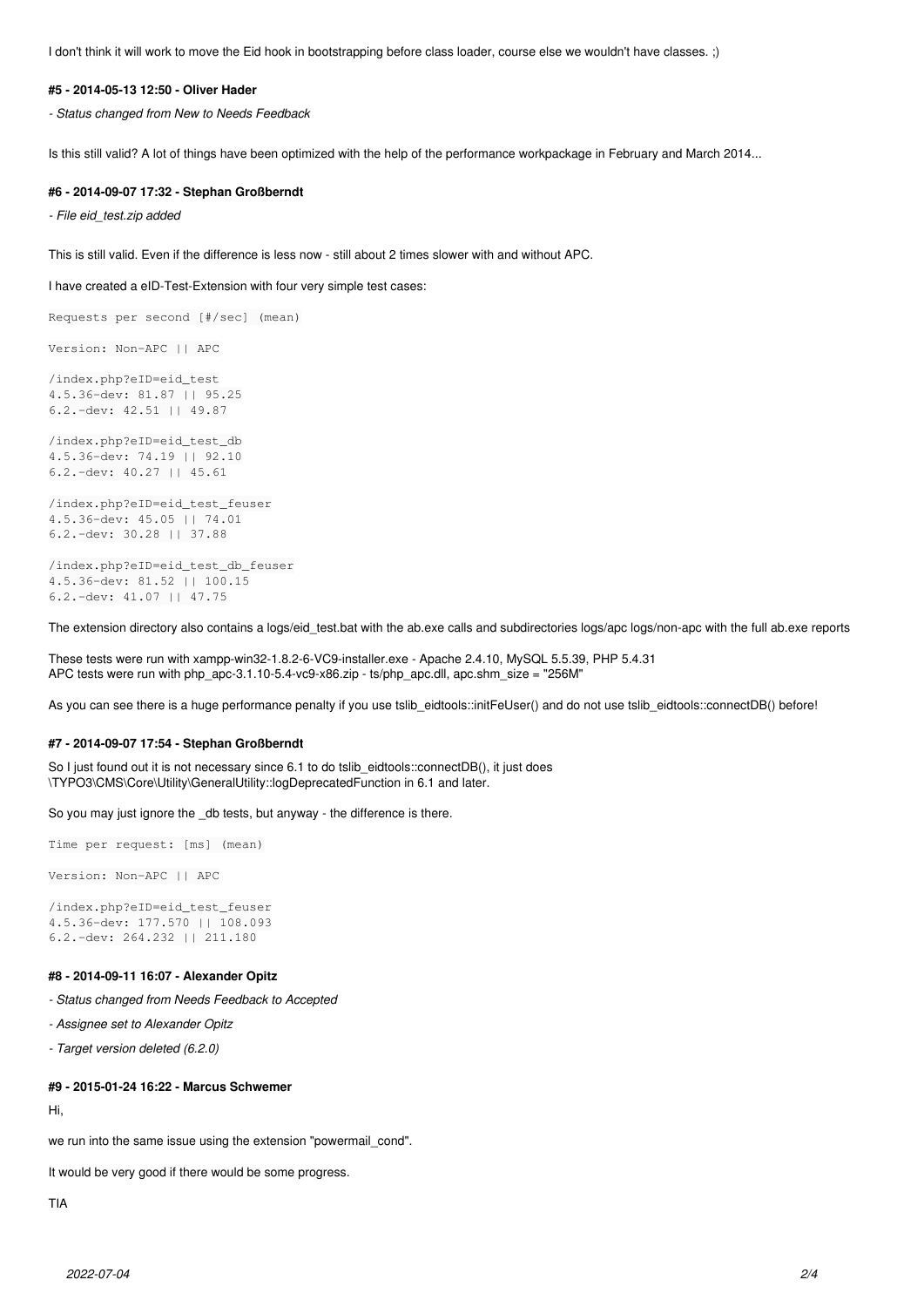I don't think it will work to move the Eid hook in bootstrapping before class loader, course else we wouldn't have classes. ;)

#### #5 - 2014-05-13 12:50 - Oliver Hader

*- Status changed from New to Needs Feedback*

Is this still valid? A lot of things have been optimized with the help of the performance workpackage in February and March 2014...

#### #6 - 2014-09-07 17:32 - Stephan Großberndt

*- File eid_test.zip added*

This is still valid. Even if the difference is less now - still about 2 times slower with and without APC.

I have created a eID-Test-Extension with four very simple test cases:

```
Requests per second [#/sec] (mean)

Version: Non-APC || APC

/index.php?eID=eid_test
4.5.36-dev: 81.87 || 95.25
6.2.-dev: 42.51 || 49.87

/index.php?eID=eid_test_db
4.5.36-dev: 74.19 || 92.10
6.2.-dev: 40.27 || 45.61

/index.php?eID=eid_test_feuser
4.5.36-dev: 45.05 || 74.01
6.2.-dev: 30.28 || 37.88

/index.php?eID=eid_test_db_feuser
4.5.36-dev: 81.52 || 100.15
6.2.-dev: 41.07 || 47.75
```

The extension directory also contains a logs/eid_test.bat with the ab.exe calls and subdirectories logs/apc logs/non-apc with the full ab.exe reports

These tests were run with xampp-win32-1.8.2-6-VC9-installer.exe - Apache 2.4.10, MySQL 5.5.39, PHP 5.4.31
APC tests were run with php_apc-3.1.10-5.4-vc9-x86.zip - ts/php_apc.dll, apc.shm_size = "256M"

As you can see there is a huge performance penalty if you use tslib_eidtools::initFeUser() and do not use tslib_eidtools::connectDB() before!

#### #7 - 2014-09-07 17:54 - Stephan Großberndt

So I just found out it is not necessary since 6.1 to do tslib_eidtools::connectDB(), it just does \TYPO3\CMS\Core\Utility\GeneralUtility::logDeprecatedFunction in 6.1 and later.

So you may just ignore the _db tests, but anyway - the difference is there.

```
Time per request: [ms] (mean)

Version: Non-APC || APC

/index.php?eID=eid_test_feuser
4.5.36-dev: 177.570 || 108.093
6.2.-dev: 264.232 || 211.180
```

#### #8 - 2014-09-11 16:07 - Alexander Opitz

*- Status changed from Needs Feedback to Accepted*

*- Assignee set to Alexander Opitz*

*- Target version deleted (6.2.0)*

#### #9 - 2015-01-24 16:22 - Marcus Schwemer

Hi,

we run into the same issue using the extension "powermail_cond".

It would be very good if there would be some progress.

TIA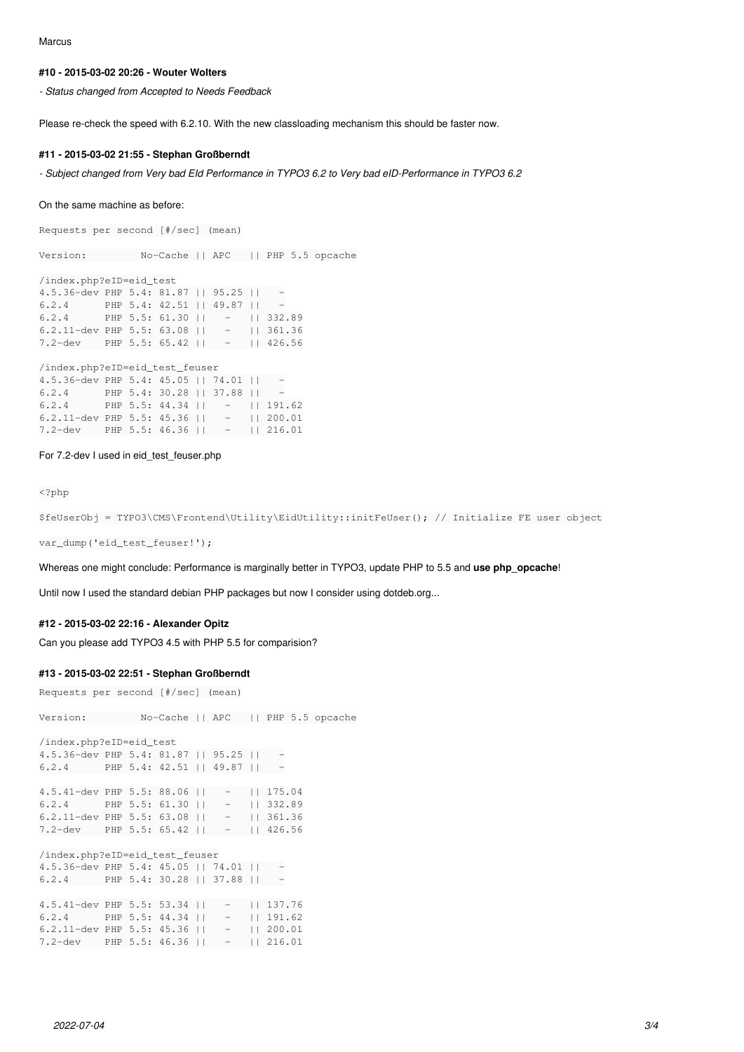Marcus

#### #10 - 2015-03-02 20:26 - Wouter Wolters

*- Status changed from Accepted to Needs Feedback*

Please re-check the speed with 6.2.10. With the new classloading mechanism this should be faster now.

#### #11 - 2015-03-02 21:55 - Stephan Großberndt

*- Subject changed from Very bad EId Performance in TYPO3 6.2 to Very bad eID-Performance in TYPO3 6.2*

On the same machine as before:

```
Requests per second [#/sec] (mean)

Version:         No-Cache || APC   || PHP 5.5 opcache

/index.php?eID=eid_test
4.5.36-dev PHP 5.4: 81.87 || 95.25 ||   -
6.2.4      PHP 5.4: 42.51 || 49.87 ||   -
6.2.4      PHP 5.5: 61.30 ||   -   || 332.89
6.2.11-dev PHP 5.5: 63.08 ||   -   || 361.36
7.2-dev    PHP 5.5: 65.42 ||   -   || 426.56

/index.php?eID=eid_test_feuser
4.5.36-dev PHP 5.4: 45.05 || 74.01 ||   -
6.2.4      PHP 5.4: 30.28 || 37.88 ||   -
6.2.4      PHP 5.5: 44.34 ||   -   || 191.62
6.2.11-dev PHP 5.5: 45.36 ||   -   || 200.01
7.2-dev    PHP 5.5: 46.36 ||   -   || 216.01
```

For 7.2-dev I used in eid_test_feuser.php

```
<?php

$feUserObj = TYPO3\CMS\Frontend\Utility\EidUtility::initFeUser(); // Initialize FE user object

var_dump('eid_test_feuser!');
```

Whereas one might conclude: Performance is marginally better in TYPO3, update PHP to 5.5 and **use php_opcache**!

Until now I used the standard debian PHP packages but now I consider using dotdeb.org...

#### #12 - 2015-03-02 22:16 - Alexander Opitz

Can you please add TYPO3 4.5 with PHP 5.5 for comparision?

#### #13 - 2015-03-02 22:51 - Stephan Großberndt

```
Requests per second [#/sec] (mean)

Version:         No-Cache || APC   || PHP 5.5 opcache

/index.php?eID=eid_test
4.5.36-dev PHP 5.4: 81.87 || 95.25 ||   -
6.2.4      PHP 5.4: 42.51 || 49.87 ||   -

4.5.41-dev PHP 5.5: 88.06 ||   -   || 175.04
6.2.4      PHP 5.5: 61.30 ||   -   || 332.89
6.2.11-dev PHP 5.5: 63.08 ||   -   || 361.36
7.2-dev    PHP 5.5: 65.42 ||   -   || 426.56

/index.php?eID=eid_test_feuser
4.5.36-dev PHP 5.4: 45.05 || 74.01 ||   -
6.2.4      PHP 5.4: 30.28 || 37.88 ||   -

4.5.41-dev PHP 5.5: 53.34 ||   -   || 137.76
6.2.4      PHP 5.5: 44.34 ||   -   || 191.62
6.2.11-dev PHP 5.5: 45.36 ||   -   || 200.01
7.2-dev    PHP 5.5: 46.36 ||   -   || 216.01
```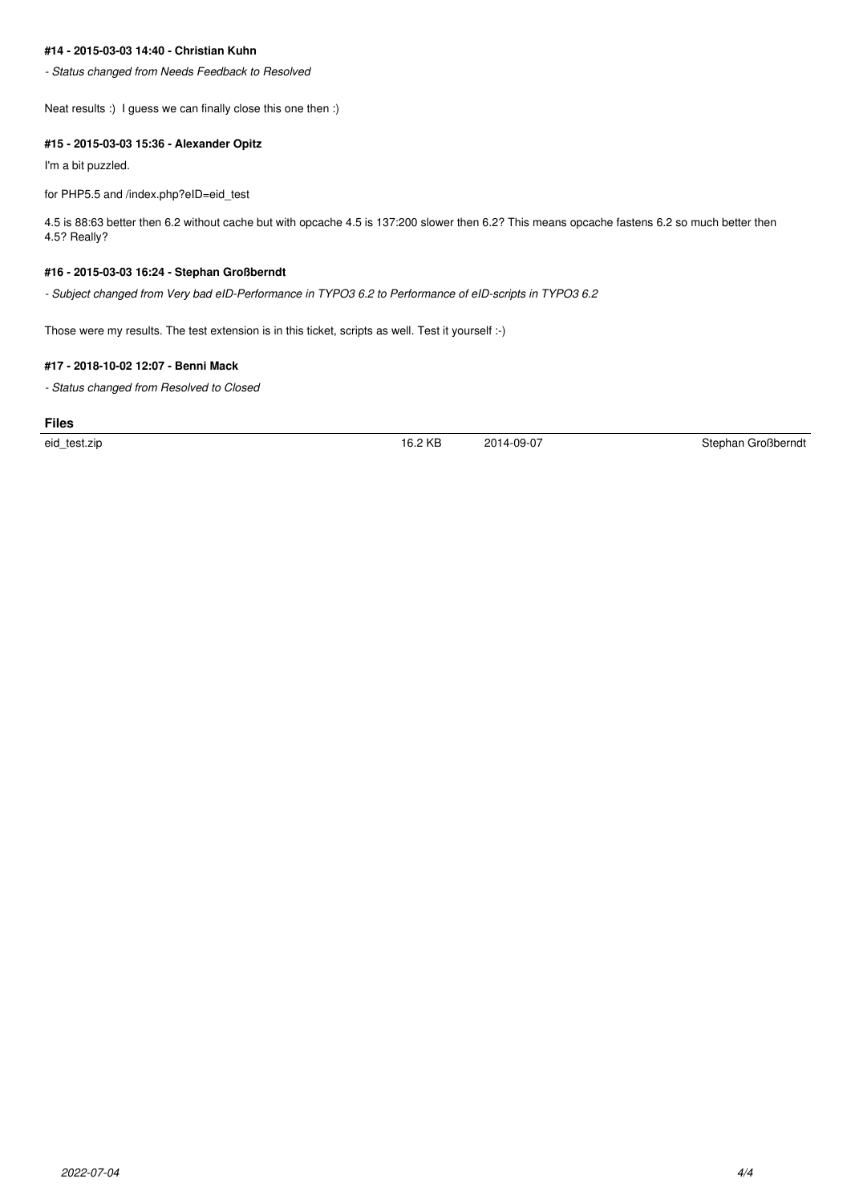#### #14 - 2015-03-03 14:40 - Christian Kuhn

*- Status changed from Needs Feedback to Resolved*

Neat results :) I guess we can finally close this one then :)

#### #15 - 2015-03-03 15:36 - Alexander Opitz

I'm a bit puzzled.

for PHP5.5 and /index.php?eID=eid_test

4.5 is 88:63 better then 6.2 without cache but with opcache 4.5 is 137:200 slower then 6.2? This means opcache fastens 6.2 so much better then 4.5? Really?

#### #16 - 2015-03-03 16:24 - Stephan Großberndt

*- Subject changed from Very bad eID-Performance in TYPO3 6.2 to Performance of eID-scripts in TYPO3 6.2*

Those were my results. The test extension is in this ticket, scripts as well. Test it yourself :-)

#### #17 - 2018-10-02 12:07 - Benni Mack

*- Status changed from Resolved to Closed*

### Files

| | | | |
|---|---|---|---|
| eid_test.zip | 16.2 KB | 2014-09-07 | Stephan Großberndt |